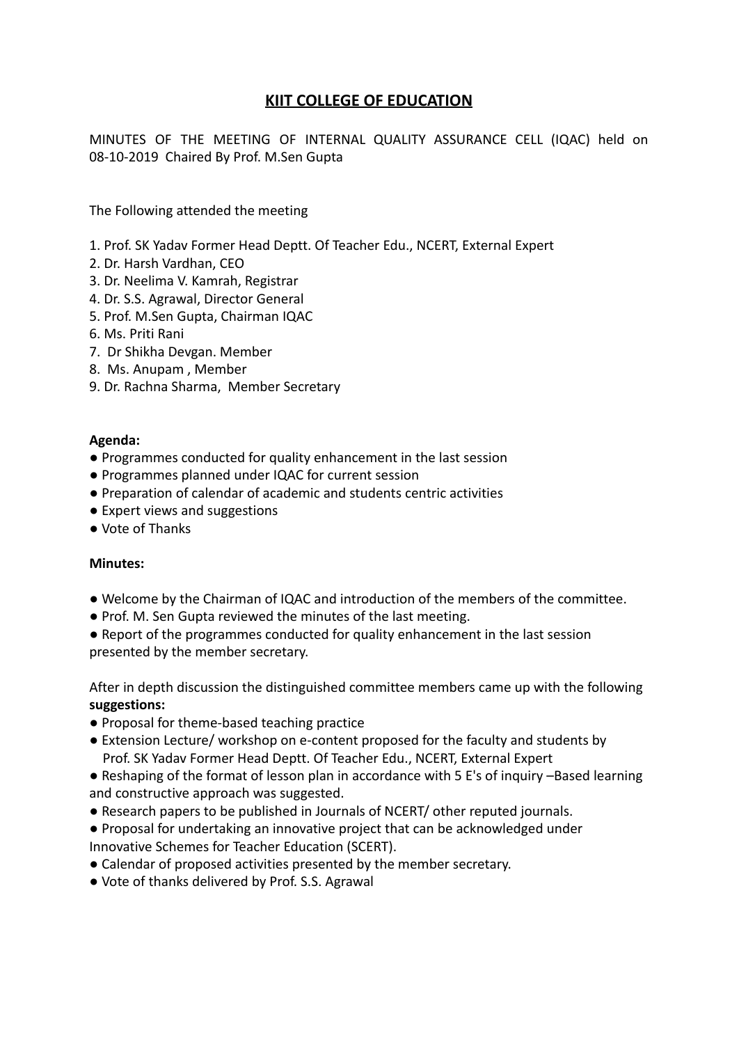# KIIT COLLEGE OF EDUCATION

MINUTES OF THE MEETING OF INTERNAL QUALITY ASSURANCE CELL (IQAC) held on 08-10-2019 Chaired By Prof. M.Sen Gupta

The Following attended the meeting

1. Prof. SK Yadav Former Head Deptt. Of Teacher Edu., NCERT, External Expert
2. Dr. Harsh Vardhan, CEO
3. Dr. Neelima V. Kamrah, Registrar
4. Dr. S.S. Agrawal, Director General
5. Prof. M.Sen Gupta, Chairman IQAC
6. Ms. Priti Rani
7. Dr Shikha Devgan. Member
8. Ms. Anupam , Member
9. Dr. Rachna Sharma, Member Secretary

**Agenda:**

- Programmes conducted for quality enhancement in the last session
- Programmes planned under IQAC for current session
- Preparation of calendar of academic and students centric activities
- Expert views and suggestions
- Vote of Thanks

**Minutes:**

- Welcome by the Chairman of IQAC and introduction of the members of the committee.
- Prof. M. Sen Gupta reviewed the minutes of the last meeting.
- Report of the programmes conducted for quality enhancement in the last session presented by the member secretary.

After in depth discussion the distinguished committee members came up with the following **suggestions:**

- Proposal for theme-based teaching practice
- Extension Lecture/ workshop on e-content proposed for the faculty and students by Prof. SK Yadav Former Head Deptt. Of Teacher Edu., NCERT, External Expert
- Reshaping of the format of lesson plan in accordance with 5 E's of inquiry –Based learning and constructive approach was suggested.
- Research papers to be published in Journals of NCERT/ other reputed journals.
- Proposal for undertaking an innovative project that can be acknowledged under Innovative Schemes for Teacher Education (SCERT).
- Calendar of proposed activities presented by the member secretary.
- Vote of thanks delivered by Prof. S.S. Agrawal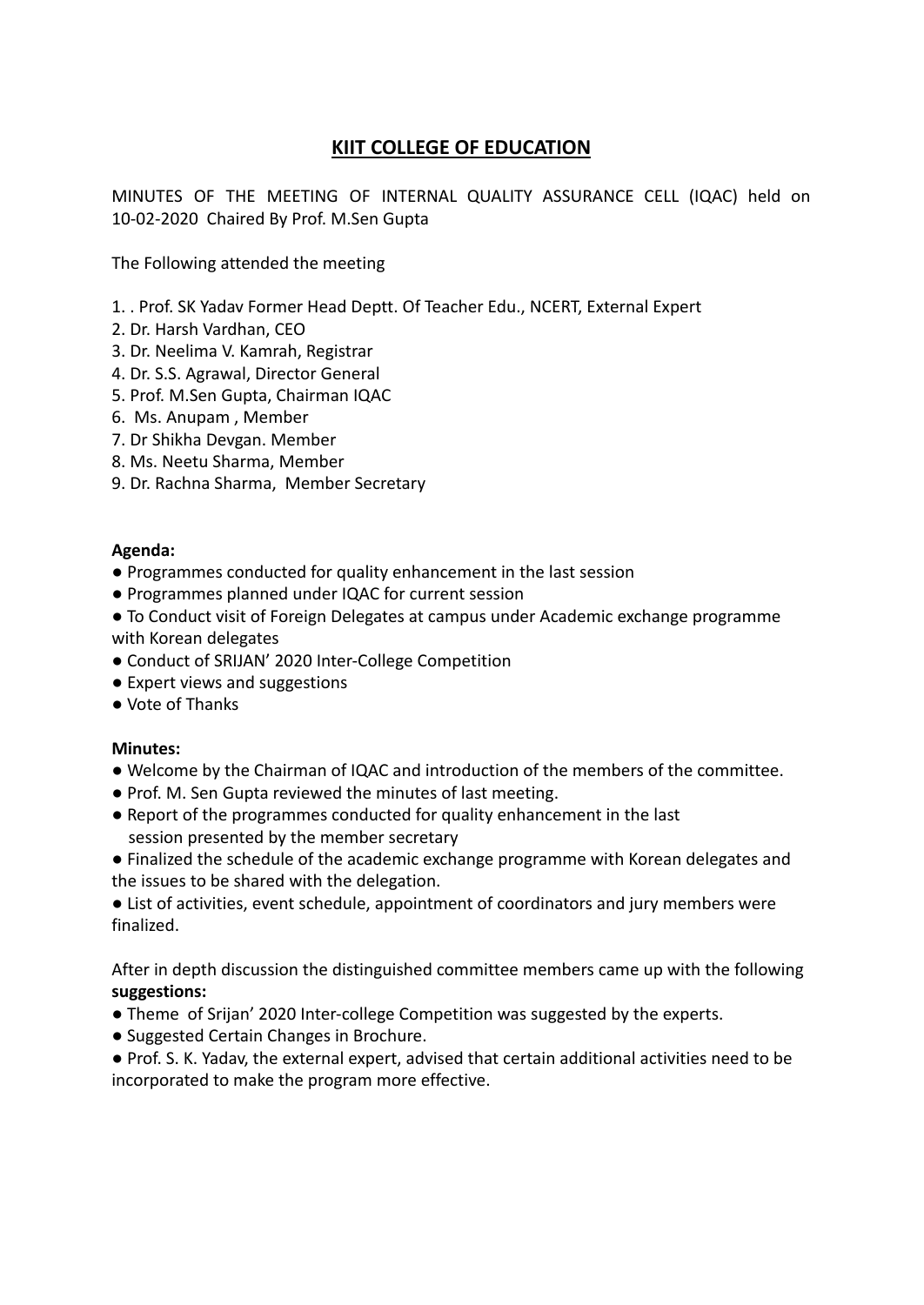# KIIT COLLEGE OF EDUCATION

MINUTES OF THE MEETING OF INTERNAL QUALITY ASSURANCE CELL (IQAC) held on 10-02-2020 Chaired By Prof. M.Sen Gupta

The Following attended the meeting

1. . Prof. SK Yadav Former Head Deptt. Of Teacher Edu., NCERT, External Expert
2. Dr. Harsh Vardhan, CEO
3. Dr. Neelima V. Kamrah, Registrar
4. Dr. S.S. Agrawal, Director General
5. Prof. M.Sen Gupta, Chairman IQAC
6. Ms. Anupam , Member
7. Dr Shikha Devgan. Member
8. Ms. Neetu Sharma, Member
9. Dr. Rachna Sharma, Member Secretary

**Agenda:**

- Programmes conducted for quality enhancement in the last session
- Programmes planned under IQAC for current session
- To Conduct visit of Foreign Delegates at campus under Academic exchange programme with Korean delegates
- Conduct of SRIJAN' 2020 Inter-College Competition
- Expert views and suggestions
- Vote of Thanks

**Minutes:**

- Welcome by the Chairman of IQAC and introduction of the members of the committee.
- Prof. M. Sen Gupta reviewed the minutes of last meeting.
- Report of the programmes conducted for quality enhancement in the last session presented by the member secretary
- Finalized the schedule of the academic exchange programme with Korean delegates and the issues to be shared with the delegation.
- List of activities, event schedule, appointment of coordinators and jury members were finalized.

After in depth discussion the distinguished committee members came up with the following **suggestions:**

- Theme of Srijan' 2020 Inter-college Competition was suggested by the experts.
- Suggested Certain Changes in Brochure.
- Prof. S. K. Yadav, the external expert, advised that certain additional activities need to be incorporated to make the program more effective.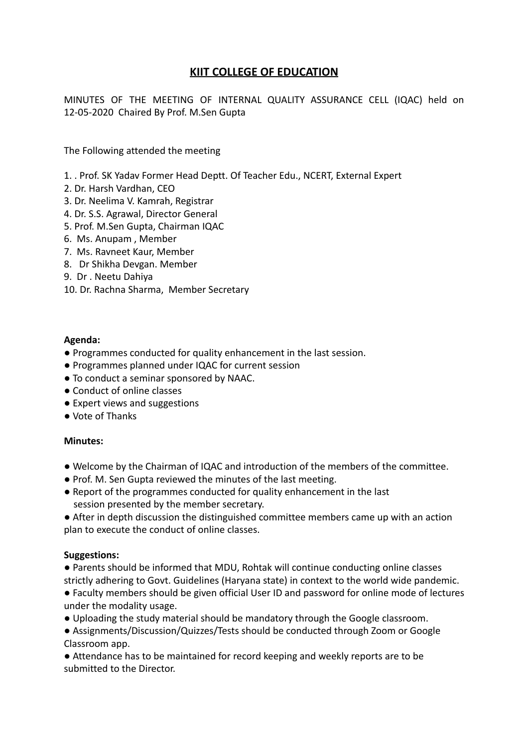# KIIT COLLEGE OF EDUCATION

MINUTES OF THE MEETING OF INTERNAL QUALITY ASSURANCE CELL (IQAC) held on 12-05-2020 Chaired By Prof. M.Sen Gupta

The Following attended the meeting

1. . Prof. SK Yadav Former Head Deptt. Of Teacher Edu., NCERT, External Expert
2. Dr. Harsh Vardhan, CEO
3. Dr. Neelima V. Kamrah, Registrar
4. Dr. S.S. Agrawal, Director General
5. Prof. M.Sen Gupta, Chairman IQAC
6. Ms. Anupam , Member
7. Ms. Ravneet Kaur, Member
8. Dr Shikha Devgan. Member
9. Dr . Neetu Dahiya
10. Dr. Rachna Sharma, Member Secretary

**Agenda:**

- Programmes conducted for quality enhancement in the last session.
- Programmes planned under IQAC for current session
- To conduct a seminar sponsored by NAAC.
- Conduct of online classes
- Expert views and suggestions
- Vote of Thanks

**Minutes:**

- Welcome by the Chairman of IQAC and introduction of the members of the committee.
- Prof. M. Sen Gupta reviewed the minutes of the last meeting.
- Report of the programmes conducted for quality enhancement in the last session presented by the member secretary.
- After in depth discussion the distinguished committee members came up with an action plan to execute the conduct of online classes.

**Suggestions:**

- Parents should be informed that MDU, Rohtak will continue conducting online classes strictly adhering to Govt. Guidelines (Haryana state) in context to the world wide pandemic.
- Faculty members should be given official User ID and password for online mode of lectures under the modality usage.
- Uploading the study material should be mandatory through the Google classroom.
- Assignments/Discussion/Quizzes/Tests should be conducted through Zoom or Google Classroom app.
- Attendance has to be maintained for record keeping and weekly reports are to be submitted to the Director.